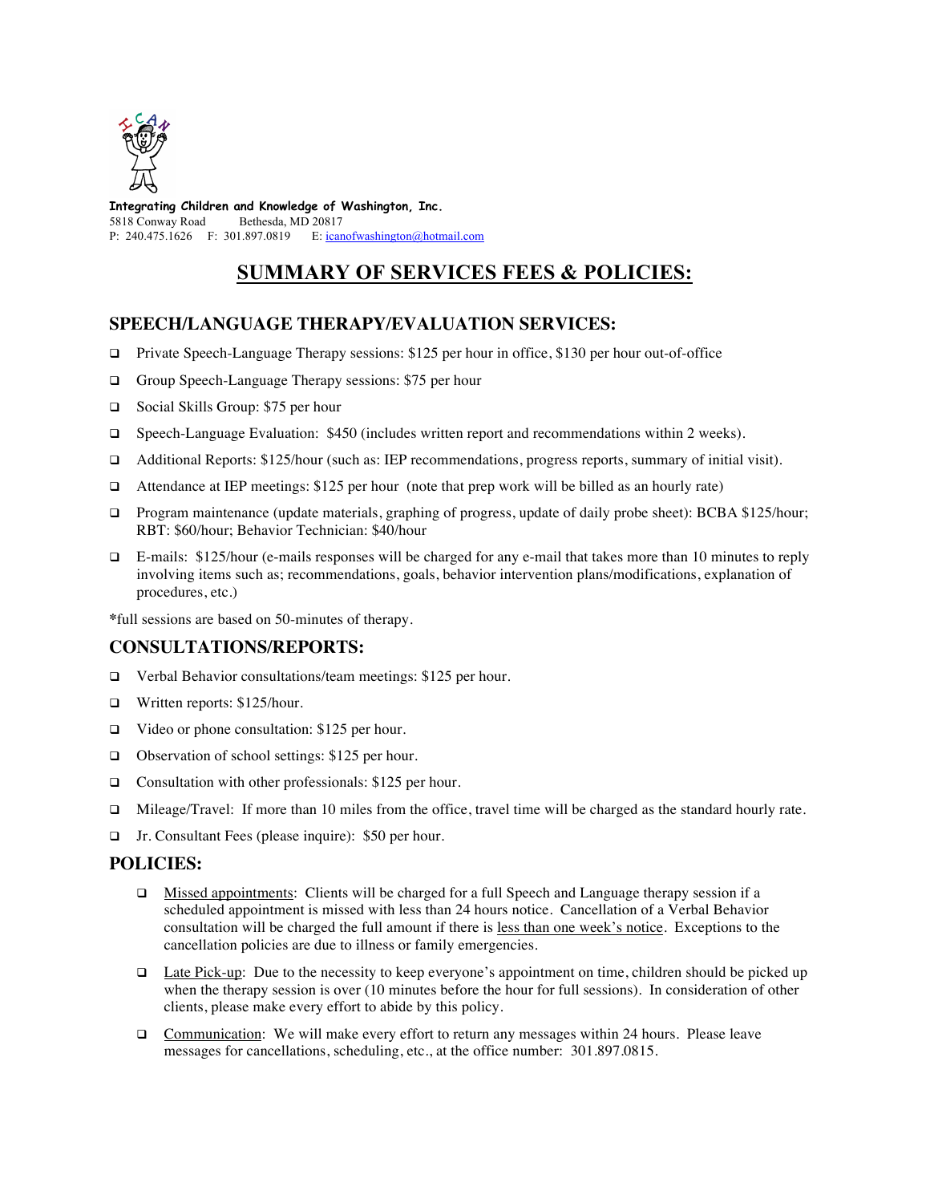**Integrating Children and Knowledge of Washington, Inc.**
5818 Conway Road Bethesda, MD 20817
P: 240.475.1626 F: 301.897.0819 E: icanofwashington@hotmail.com

# SUMMARY OF SERVICES FEES & POLICIES:

## SPEECH/LANGUAGE THERAPY/EVALUATION SERVICES:

- Private Speech-Language Therapy sessions: $125 per hour in office, $130 per hour out-of-office
- Group Speech-Language Therapy sessions: $75 per hour
- Social Skills Group: $75 per hour
- Speech-Language Evaluation: $450 (includes written report and recommendations within 2 weeks).
- Additional Reports: $125/hour (such as: IEP recommendations, progress reports, summary of initial visit).
- Attendance at IEP meetings: $125 per hour (note that prep work will be billed as an hourly rate)
- Program maintenance (update materials, graphing of progress, update of daily probe sheet): BCBA $125/hour; RBT: $60/hour; Behavior Technician: $40/hour
- E-mails: $125/hour (e-mails responses will be charged for any e-mail that takes more than 10 minutes to reply involving items such as; recommendations, goals, behavior intervention plans/modifications, explanation of procedures, etc.)

*full sessions are based on 50-minutes of therapy.

## CONSULTATIONS/REPORTS:

- Verbal Behavior consultations/team meetings: $125 per hour.
- Written reports: $125/hour.
- Video or phone consultation: $125 per hour.
- Observation of school settings: $125 per hour.
- Consultation with other professionals: $125 per hour.
- Mileage/Travel: If more than 10 miles from the office, travel time will be charged as the standard hourly rate.
- Jr. Consultant Fees (please inquire): $50 per hour.

## POLICIES:

- Missed appointments: Clients will be charged for a full Speech and Language therapy session if a scheduled appointment is missed with less than 24 hours notice. Cancellation of a Verbal Behavior consultation will be charged the full amount if there is less than one week's notice. Exceptions to the cancellation policies are due to illness or family emergencies.
- Late Pick-up: Due to the necessity to keep everyone's appointment on time, children should be picked up when the therapy session is over (10 minutes before the hour for full sessions). In consideration of other clients, please make every effort to abide by this policy.
- Communication: We will make every effort to return any messages within 24 hours. Please leave messages for cancellations, scheduling, etc., at the office number: 301.897.0815.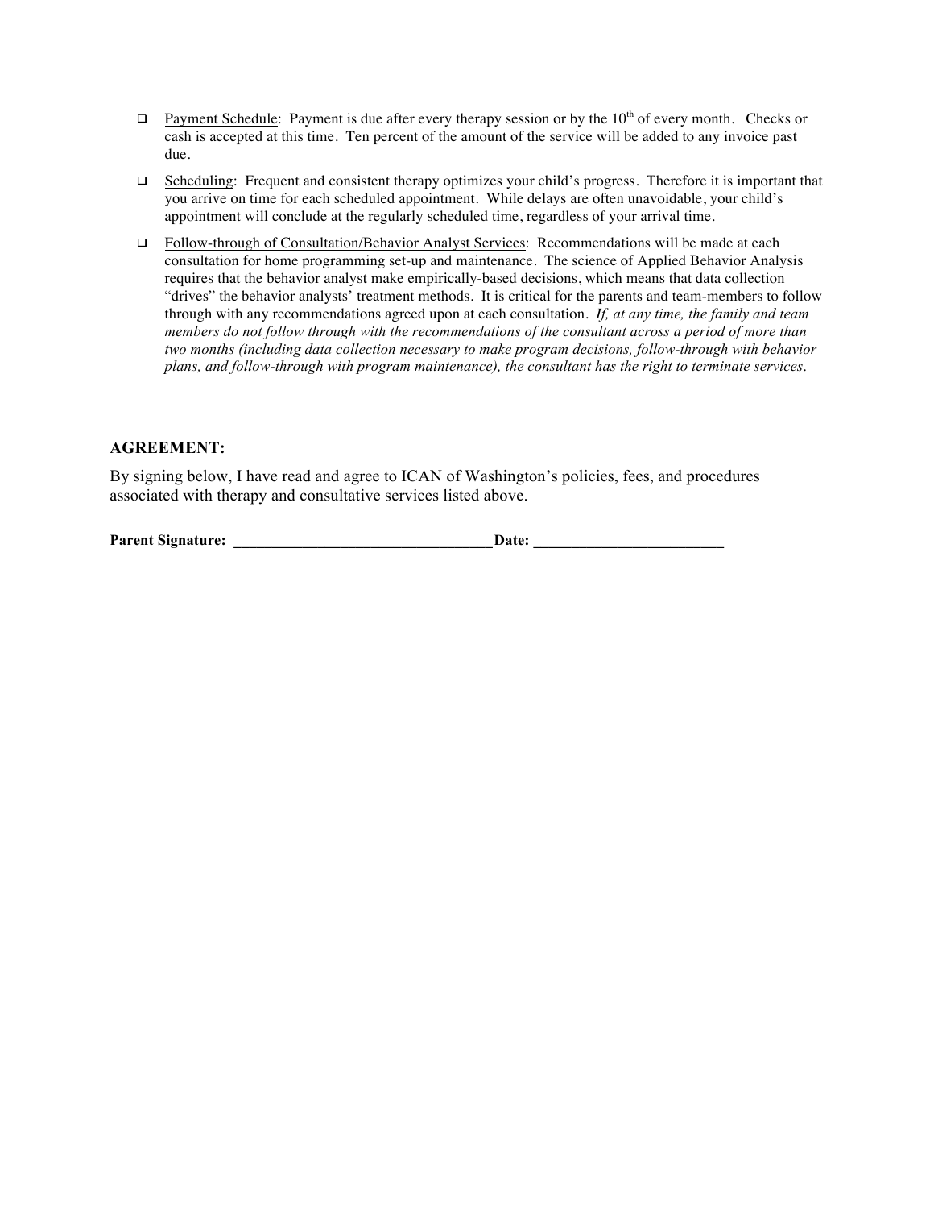- <u>Payment Schedule</u>: Payment is due after every therapy session or by the 10th of every month. Checks or cash is accepted at this time. Ten percent of the amount of the service will be added to any invoice past due.
- <u>Scheduling</u>: Frequent and consistent therapy optimizes your child's progress. Therefore it is important that you arrive on time for each scheduled appointment. While delays are often unavoidable, your child's appointment will conclude at the regularly scheduled time, regardless of your arrival time.
- <u>Follow-through of Consultation/Behavior Analyst Services</u>: Recommendations will be made at each consultation for home programming set-up and maintenance. The science of Applied Behavior Analysis requires that the behavior analyst make empirically-based decisions, which means that data collection "drives" the behavior analysts' treatment methods. It is critical for the parents and team-members to follow through with any recommendations agreed upon at each consultation. *If, at any time, the family and team members do not follow through with the recommendations of the consultant across a period of more than two months (including data collection necessary to make program decisions, follow-through with behavior plans, and follow-through with program maintenance), the consultant has the right to terminate services.*

**AGREEMENT:**

By signing below, I have read and agree to ICAN of Washington's policies, fees, and procedures associated with therapy and consultative services listed above.

**Parent Signature: ________________________________ Date: ________________________**